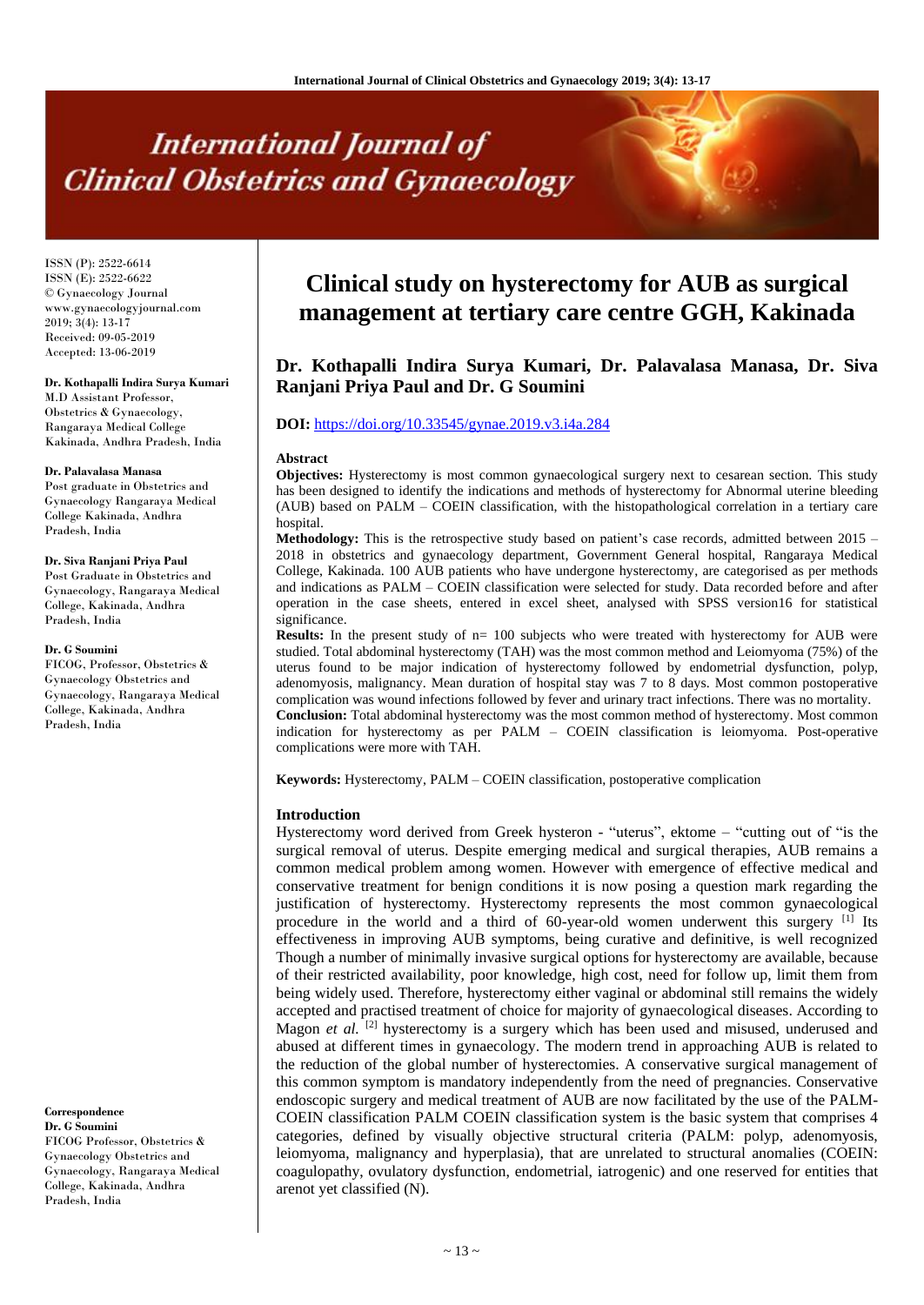ISSN (P): 2522-6614
ISSN (E): 2522-6622
© Gynaecology Journal
www.gynaecologyjournal.com
2019; 3(4): 13-17
Received: 09-05-2019
Accepted: 13-06-2019

**Dr. Kothapalli Indira Surya Kumari**
M.D Assistant Professor, Obstetrics & Gynaecology, Rangaraya Medical College Kakinada, Andhra Pradesh, India

**Dr. Palavalasa Manasa**
Post graduate in Obstetrics and Gynaecology Rangaraya Medical College Kakinada, Andhra Pradesh, India

**Dr. Siva Ranjani Priya Paul**
Post Graduate in Obstetrics and Gynaecology, Rangaraya Medical College, Kakinada, Andhra Pradesh, India

**Dr. G Soumini**
FICOG, Professor, Obstetrics & Gynaecology Obstetrics and Gynaecology, Rangaraya Medical College, Kakinada, Andhra Pradesh, India

**Correspondence**
**Dr. G Soumini**
FICOG Professor, Obstetrics & Gynaecology Obstetrics and Gynaecology, Rangaraya Medical College, Kakinada, Andhra Pradesh, India

# Clinical study on hysterectomy for AUB as surgical management at tertiary care centre GGH, Kakinada

**Dr. Kothapalli Indira Surya Kumari, Dr. Palavalasa Manasa, Dr. Siva Ranjani Priya Paul and Dr. G Soumini**

**DOI:** https://doi.org/10.33545/gynae.2019.v3.i4a.284

## Abstract

**Objectives:** Hysterectomy is most common gynaecological surgery next to cesarean section. This study has been designed to identify the indications and methods of hysterectomy for Abnormal uterine bleeding (AUB) based on PALM – COEIN classification, with the histopathological correlation in a tertiary care hospital.

**Methodology:** This is the retrospective study based on patient's case records, admitted between 2015 – 2018 in obstetrics and gynaecology department, Government General hospital, Rangaraya Medical College, Kakinada. 100 AUB patients who have undergone hysterectomy, are categorised as per methods and indications as PALM – COEIN classification were selected for study. Data recorded before and after operation in the case sheets, entered in excel sheet, analysed with SPSS version16 for statistical significance.

**Results:** In the present study of n= 100 subjects who were treated with hysterectomy for AUB were studied. Total abdominal hysterectomy (TAH) was the most common method and Leiomyoma (75%) of the uterus found to be major indication of hysterectomy followed by endometrial dysfunction, polyp, adenomyosis, malignancy. Mean duration of hospital stay was 7 to 8 days. Most common postoperative complication was wound infections followed by fever and urinary tract infections. There was no mortality.

**Conclusion:** Total abdominal hysterectomy was the most common method of hysterectomy. Most common indication for hysterectomy as per PALM – COEIN classification is leiomyoma. Post-operative complications were more with TAH.

**Keywords:** Hysterectomy, PALM – COEIN classification, postoperative complication

## Introduction

Hysterectomy word derived from Greek hysteron - "uterus", ektome – "cutting out of "is the surgical removal of uterus. Despite emerging medical and surgical therapies, AUB remains a common medical problem among women. However with emergence of effective medical and conservative treatment for benign conditions it is now posing a question mark regarding the justification of hysterectomy. Hysterectomy represents the most common gynaecological procedure in the world and a third of 60-year-old women underwent this surgery [1] Its effectiveness in improving AUB symptoms, being curative and definitive, is well recognized Though a number of minimally invasive surgical options for hysterectomy are available, because of their restricted availability, poor knowledge, high cost, need for follow up, limit them from being widely used. Therefore, hysterectomy either vaginal or abdominal still remains the widely accepted and practised treatment of choice for majority of gynaecological diseases. According to Magon *et al.* [2] hysterectomy is a surgery which has been used and misused, underused and abused at different times in gynaecology. The modern trend in approaching AUB is related to the reduction of the global number of hysterectomies. A conservative surgical management of this common symptom is mandatory independently from the need of pregnancies. Conservative endoscopic surgery and medical treatment of AUB are now facilitated by the use of the PALM-COEIN classification PALM COEIN classification system is the basic system that comprises 4 categories, defined by visually objective structural criteria (PALM: polyp, adenomyosis, leiomyoma, malignancy and hyperplasia), that are unrelated to structural anomalies (COEIN: coagulopathy, ovulatory dysfunction, endometrial, iatrogenic) and one reserved for entities that arenot yet classified (N).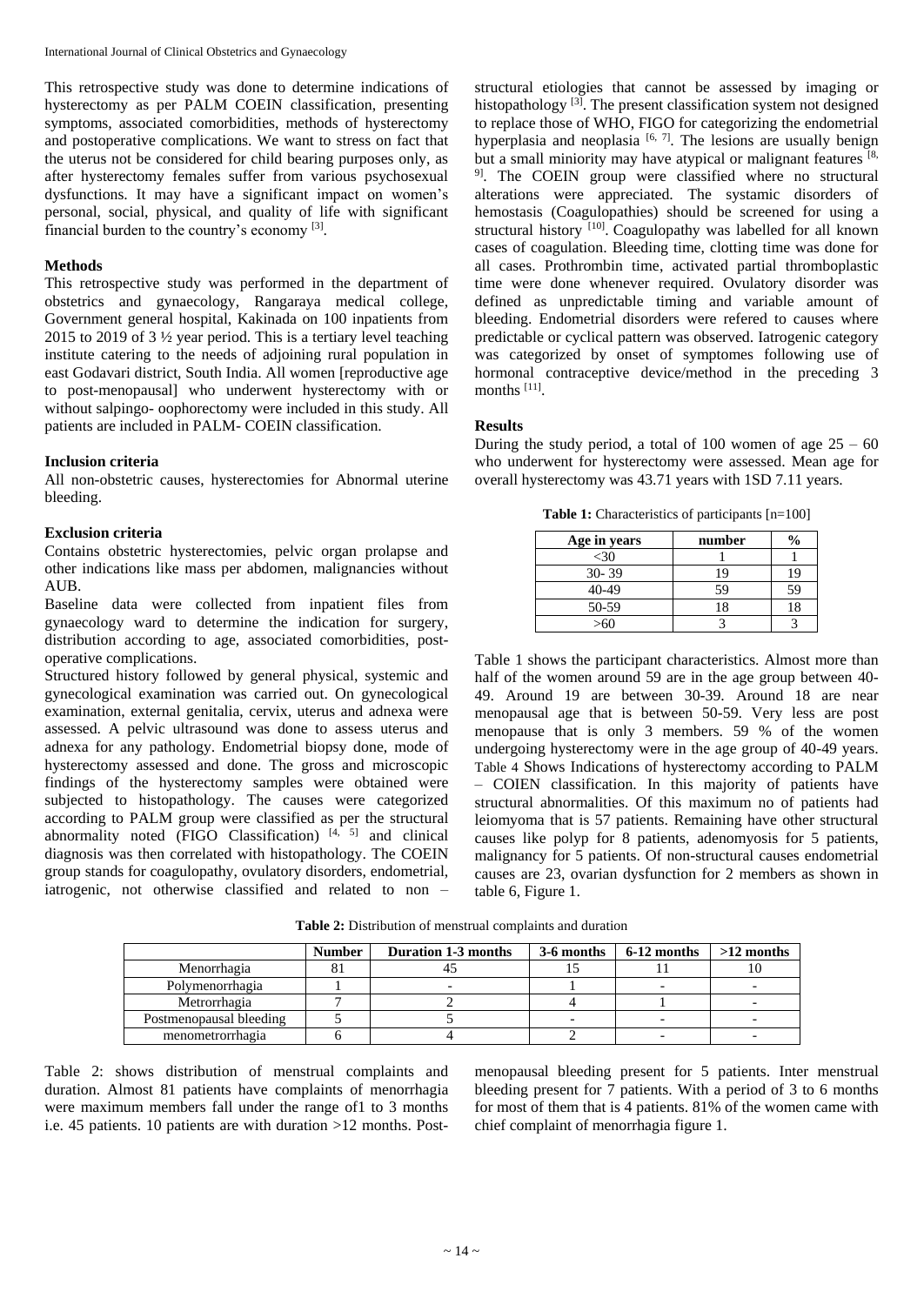This retrospective study was done to determine indications of hysterectomy as per PALM COEIN classification, presenting symptoms, associated comorbidities, methods of hysterectomy and postoperative complications. We want to stress on fact that the uterus not be considered for child bearing purposes only, as after hysterectomy females suffer from various psychosexual dysfunctions. It may have a significant impact on women's personal, social, physical, and quality of life with significant financial burden to the country's economy [3].

### Methods

This retrospective study was performed in the department of obstetrics and gynaecology, Rangaraya medical college, Government general hospital, Kakinada on 100 inpatients from 2015 to 2019 of 3 ½ year period. This is a tertiary level teaching institute catering to the needs of adjoining rural population in east Godavari district, South India. All women [reproductive age to post-menopausal] who underwent hysterectomy with or without salpingo- oophorectomy were included in this study. All patients are included in PALM- COEIN classification.

### Inclusion criteria

All non-obstetric causes, hysterectomies for Abnormal uterine bleeding.

### Exclusion criteria

Contains obstetric hysterectomies, pelvic organ prolapse and other indications like mass per abdomen, malignancies without AUB.

Baseline data were collected from inpatient files from gynaecology ward to determine the indication for surgery, distribution according to age, associated comorbidities, post-operative complications.

Structured history followed by general physical, systemic and gynecological examination was carried out. On gynecological examination, external genitalia, cervix, uterus and adnexa were assessed. A pelvic ultrasound was done to assess uterus and adnexa for any pathology. Endometrial biopsy done, mode of hysterectomy assessed and done. The gross and microscopic findings of the hysterectomy samples were obtained were subjected to histopathology. The causes were categorized according to PALM group were classified as per the structural abnormality noted (FIGO Classification) [4, 5] and clinical diagnosis was then correlated with histopathology. The COEIN group stands for coagulopathy, ovulatory disorders, endometrial, iatrogenic, not otherwise classified and related to non – structural etiologies that cannot be assessed by imaging or histopathology [3]. The present classification system not designed to replace those of WHO, FIGO for categorizing the endometrial hyperplasia and neoplasia [6, 7]. The lesions are usually benign but a small miniority may have atypical or malignant features [8, 9]. The COEIN group were classified where no structural alterations were appreciated. The systamic disorders of hemostasis (Coagulopathies) should be screened for using a structural history [10]. Coagulopathy was labelled for all known cases of coagulation. Bleeding time, clotting time was done for all cases. Prothrombin time, activated partial thromboplastic time were done whenever required. Ovulatory disorder was defined as unpredictable timing and variable amount of bleeding. Endometrial disorders were refered to causes where predictable or cyclical pattern was observed. Iatrogenic category was categorized by onset of symptomes following use of hormonal contraceptive device/method in the preceding 3 months [11].

### Results

During the study period, a total of 100 women of age 25 – 60 who underwent for hysterectomy were assessed. Mean age for overall hysterectomy was 43.71 years with 1SD 7.11 years.

**Table 1:** Characteristics of participants [n=100]

| Age in years | number | % |
|---|---|---|
| <30 | 1 | 1 |
| 30- 39 | 19 | 19 |
| 40-49 | 59 | 59 |
| 50-59 | 18 | 18 |
| >60 | 3 | 3 |

Table 1 shows the participant characteristics. Almost more than half of the women around 59 are in the age group between 40-49. Around 19 are between 30-39. Around 18 are near menopausal age that is between 50-59. Very less are post menopause that is only 3 members. 59 % of the women undergoing hysterectomy were in the age group of 40-49 years. Table 4 Shows Indications of hysterectomy according to PALM – COIEN classification. In this majority of patients have structural abnormalities. Of this maximum no of patients had leiomyoma that is 57 patients. Remaining have other structural causes like polyp for 8 patients, adenomyosis for 5 patients, malignancy for 5 patients. Of non-structural causes endometrial causes are 23, ovarian dysfunction for 2 members as shown in table 6, Figure 1.

**Table 2:** Distribution of menstrual complaints and duration

| | Number | Duration 1-3 months | 3-6 months | 6-12 months | >12 months |
|---|---|---|---|---|---|
| Menorrhagia | 81 | 45 | 15 | 11 | 10 |
| Polymenorrhagia | 1 | - | 1 | - | - |
| Metrorrhagia | 7 | 2 | 4 | 1 | - |
| Postmenopausal bleeding | 5 | 5 | - | - | - |
| menometrorrhagia | 6 | 4 | 2 | - | - |

Table 2: shows distribution of menstrual complaints and duration. Almost 81 patients have complaints of menorrhagia were maximum members fall under the range of1 to 3 months i.e. 45 patients. 10 patients are with duration >12 months. Post-menopausal bleeding present for 5 patients. Inter menstrual bleeding present for 7 patients. With a period of 3 to 6 months for most of them that is 4 patients. 81% of the women came with chief complaint of menorrhagia figure 1.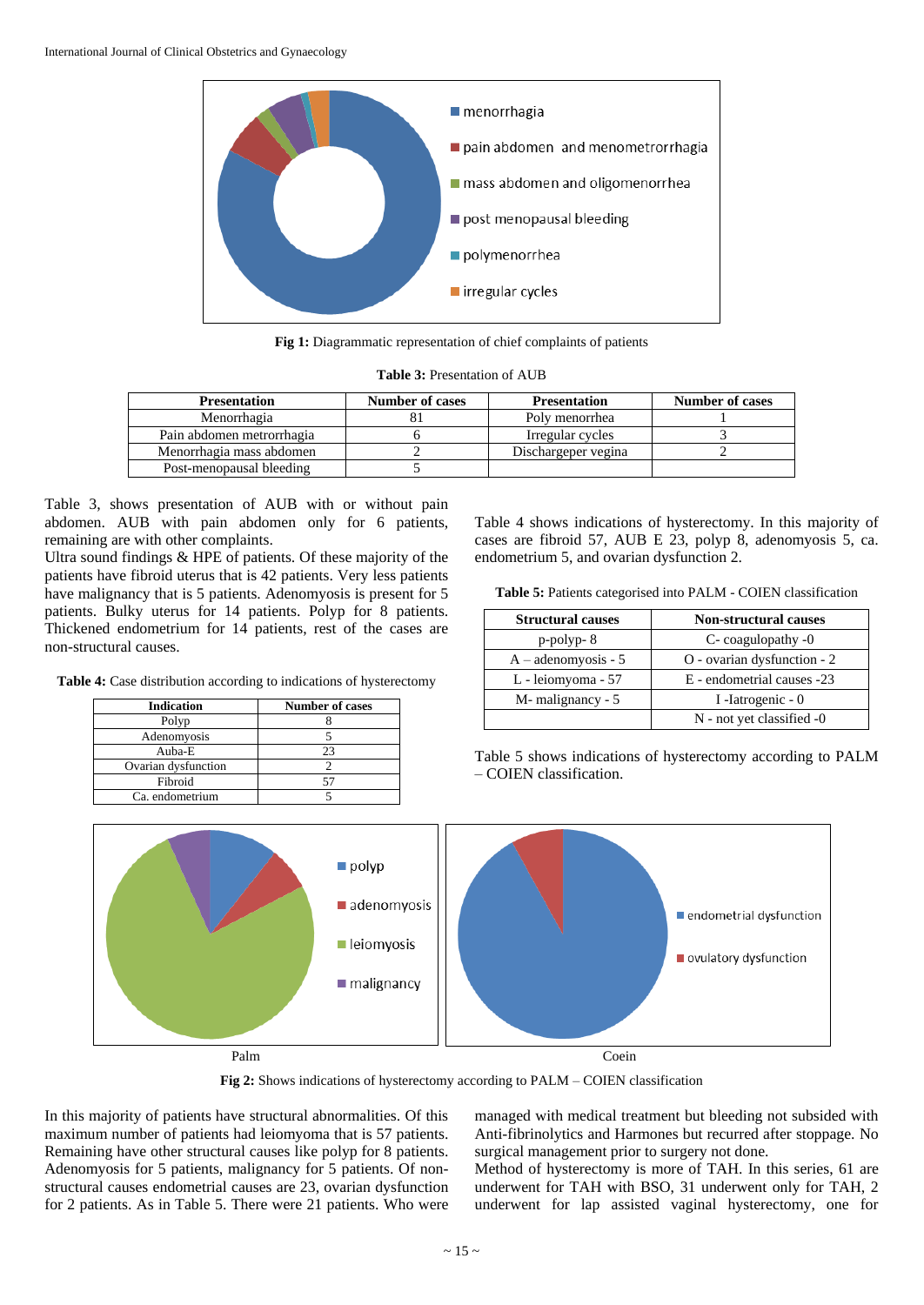Fig 1: Diagrammatic representation of chief complaints of patients

**Table 3:** Presentation of AUB

| Presentation | Number of cases | Presentation | Number of cases |
|---|---|---|---|
| Menorrhagia | 81 | Poly menorrhea | 1 |
| Pain abdomen metrorrhagia | 6 | Irregular cycles | 3 |
| Menorrhagia mass abdomen | 2 | Dischargeper vegina | 2 |
| Post-menopausal bleeding | 5 | | |

Table 3, shows presentation of AUB with or without pain abdomen. AUB with pain abdomen only for 6 patients, remaining are with other complaints.

Ultra sound findings & HPE of patients. Of these majority of the patients have fibroid uterus that is 42 patients. Very less patients have malignancy that is 5 patients. Adenomyosis is present for 5 patients. Bulky uterus for 14 patients. Polyp for 8 patients. Thickened endometrium for 14 patients, rest of the cases are non-structural causes.

**Table 4:** Case distribution according to indications of hysterectomy

| Indication | Number of cases |
|---|---|
| Polyp | 8 |
| Adenomyosis | 5 |
| Auba-E | 23 |
| Ovarian dysfunction | 2 |
| Fibroid | 57 |
| Ca. endometrium | 5 |

Table 4 shows indications of hysterectomy. In this majority of cases are fibroid 57, AUB E 23, polyp 8, adenomyosis 5, ca. endometrium 5, and ovarian dysfunction 2.

**Table 5:** Patients categorised into PALM - COIEN classification

| Structural causes | Non-structural causes |
|---|---|
| p-polyp- 8 | C- coagulopathy -0 |
| A – adenomyosis - 5 | O - ovarian dysfunction - 2 |
| L - leiomyoma - 57 | E - endometrial causes -23 |
| M- malignancy - 5 | I -Iatrogenic - 0 |
| | N - not yet classified -0 |

Table 5 shows indications of hysterectomy according to PALM – COIEN classification.

Palm Coein

**Fig 2:** Shows indications of hysterectomy according to PALM – COIEN classification

In this majority of patients have structural abnormalities. Of this maximum number of patients had leiomyoma that is 57 patients. Remaining have other structural causes like polyp for 8 patients. Adenomyosis for 5 patients, malignancy for 5 patients. Of non-structural causes endometrial causes are 23, ovarian dysfunction for 2 patients. As in Table 5. There were 21 patients. Who were managed with medical treatment but bleeding not subsided with Anti-fibrinolytics and Harmones but recurred after stoppage. No surgical management prior to surgery not done.

Method of hysterectomy is more of TAH. In this series, 61 are underwent for TAH with BSO, 31 underwent only for TAH, 2 underwent for lap assisted vaginal hysterectomy, one for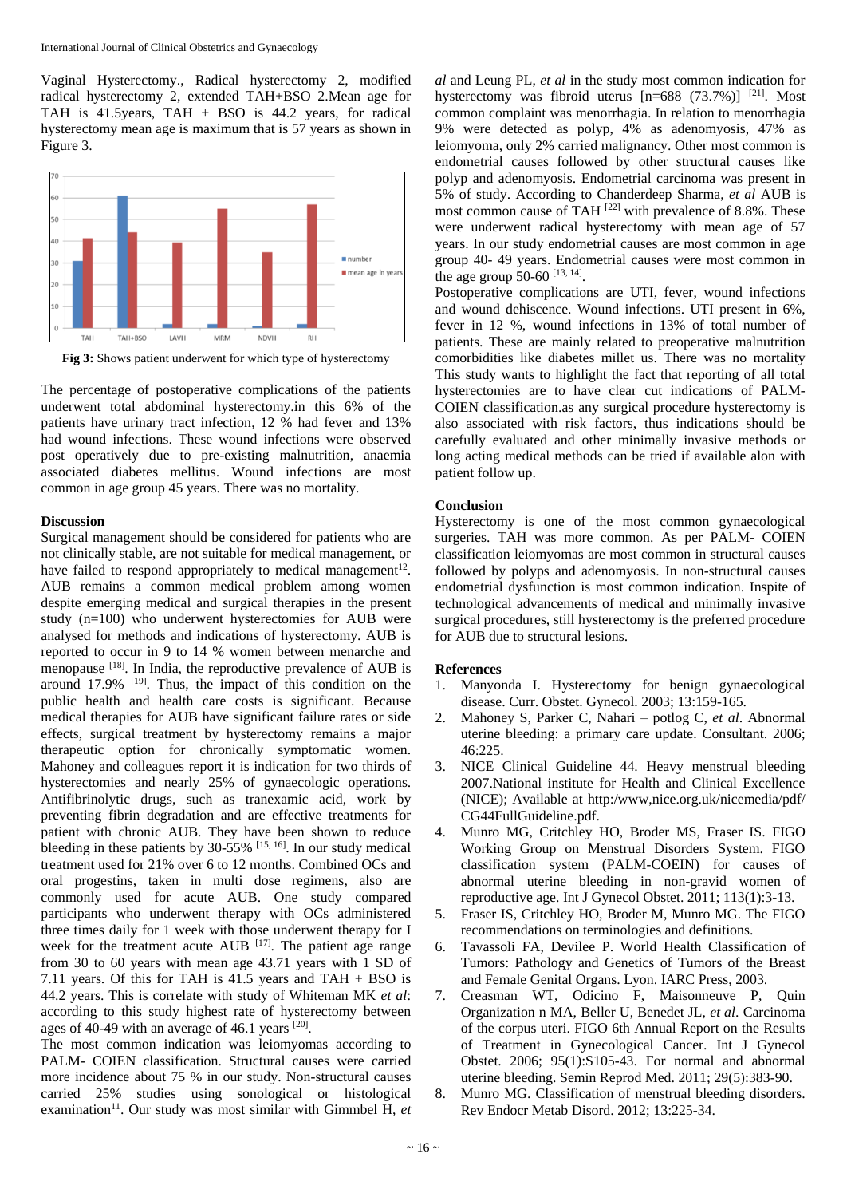Vaginal Hysterectomy., Radical hysterectomy 2, modified radical hysterectomy 2, extended TAH+BSO 2.Mean age for TAH is 41.5years, TAH + BSO is 44.2 years, for radical hysterectomy mean age is maximum that is 57 years as shown in Figure 3.

**Fig 3:** Shows patient underwent for which type of hysterectomy

The percentage of postoperative complications of the patients underwent total abdominal hysterectomy.in this 6% of the patients have urinary tract infection, 12 % had fever and 13% had wound infections. These wound infections were observed post operatively due to pre-existing malnutrition, anaemia associated diabetes mellitus. Wound infections are most common in age group 45 years. There was no mortality.

## Discussion

Surgical management should be considered for patients who are not clinically stable, are not suitable for medical management, or have failed to respond appropriately to medical management[12]. AUB remains a common medical problem among women despite emerging medical and surgical therapies in the present study (n=100) who underwent hysterectomies for AUB were analysed for methods and indications of hysterectomy. AUB is reported to occur in 9 to 14 % women between menarche and menopause [18]. In India, the reproductive prevalence of AUB is around 17.9% [19]. Thus, the impact of this condition on the public health and health care costs is significant. Because medical therapies for AUB have significant failure rates or side effects, surgical treatment by hysterectomy remains a major therapeutic option for chronically symptomatic women. Mahoney and colleagues report it is indication for two thirds of hysterectomies and nearly 25% of gynaecologic operations. Antifibrinolytic drugs, such as tranexamic acid, work by preventing fibrin degradation and are effective treatments for patient with chronic AUB. They have been shown to reduce bleeding in these patients by 30-55% [15, 16]. In our study medical treatment used for 21% over 6 to 12 months. Combined OCs and oral progestins, taken in multi dose regimens, also are commonly used for acute AUB. One study compared participants who underwent therapy with OCs administered three times daily for 1 week with those underwent therapy for I week for the treatment acute AUB [17]. The patient age range from 30 to 60 years with mean age 43.71 years with 1 SD of 7.11 years. Of this for TAH is 41.5 years and TAH + BSO is 44.2 years. This is correlate with study of Whiteman MK *et al*: according to this study highest rate of hysterectomy between ages of 40-49 with an average of 46.1 years [20].

The most common indication was leiomyomas according to PALM- COIEN classification. Structural causes were carried more incidence about 75 % in our study. Non-structural causes carried 25% studies using sonological or histological examination[11]. Our study was most similar with Gimmbel H, *et al* and Leung PL, *et al* in the study most common indication for hysterectomy was fibroid uterus [n=688 (73.7%)] [21]. Most common complaint was menorrhagia. In relation to menorrhagia 9% were detected as polyp, 4% as adenomyosis, 47% as leiomyoma, only 2% carried malignancy. Other most common is endometrial causes followed by other structural causes like polyp and adenomyosis. Endometrial carcinoma was present in 5% of study. According to Chanderdeep Sharma, *et al* AUB is most common cause of TAH [22] with prevalence of 8.8%. These were underwent radical hysterectomy with mean age of 57 years. In our study endometrial causes are most common in age group 40- 49 years. Endometrial causes were most common in the age group 50-60 [13, 14].

Postoperative complications are UTI, fever, wound infections and wound dehiscence. Wound infections. UTI present in 6%, fever in 12 %, wound infections in 13% of total number of patients. These are mainly related to preoperative malnutrition comorbidities like diabetes millet us. There was no mortality This study wants to highlight the fact that reporting of all total hysterectomies are to have clear cut indications of PALM-COIEN classification.as any surgical procedure hysterectomy is also associated with risk factors, thus indications should be carefully evaluated and other minimally invasive methods or long acting medical methods can be tried if available alon with patient follow up.

## Conclusion

Hysterectomy is one of the most common gynaecological surgeries. TAH was more common. As per PALM- COIEN classification leiomyomas are most common in structural causes followed by polyps and adenomyosis. In non-structural causes endometrial dysfunction is most common indication. Inspite of technological advancements of medical and minimally invasive surgical procedures, still hysterectomy is the preferred procedure for AUB due to structural lesions.

## References

1. Manyonda I. Hysterectomy for benign gynaecological disease. Curr. Obstet. Gynecol. 2003; 13:159-165.
2. Mahoney S, Parker C, Nahari – potlog C, *et al*. Abnormal uterine bleeding: a primary care update. Consultant. 2006; 46:225.
3. NICE Clinical Guideline 44. Heavy menstrual bleeding 2007.National institute for Health and Clinical Excellence (NICE); Available at http:/www,nice.org.uk/nicemedia/pdf/CG44FullGuideline.pdf.
4. Munro MG, Critchley HO, Broder MS, Fraser IS. FIGO Working Group on Menstrual Disorders System. FIGO classification system (PALM-COEIN) for causes of abnormal uterine bleeding in non-gravid women of reproductive age. Int J Gynecol Obstet. 2011; 113(1):3-13.
5. Fraser IS, Critchley HO, Broder M, Munro MG. The FIGO recommendations on terminologies and definitions.
6. Tavassoli FA, Devilee P. World Health Classification of Tumors: Pathology and Genetics of Tumors of the Breast and Female Genital Organs. Lyon. IARC Press, 2003.
7. Creasman WT, Odicino F, Maisonneuve P, Quin Organization n MA, Beller U, Benedet JL, *et al*. Carcinoma of the corpus uteri. FIGO 6th Annual Report on the Results of Treatment in Gynecological Cancer. Int J Gynecol Obstet. 2006; 95(1):S105-43. For normal and abnormal uterine bleeding. Semin Reprod Med. 2011; 29(5):383-90.
8. Munro MG. Classification of menstrual bleeding disorders. Rev Endocr Metab Disord. 2012; 13:225-34.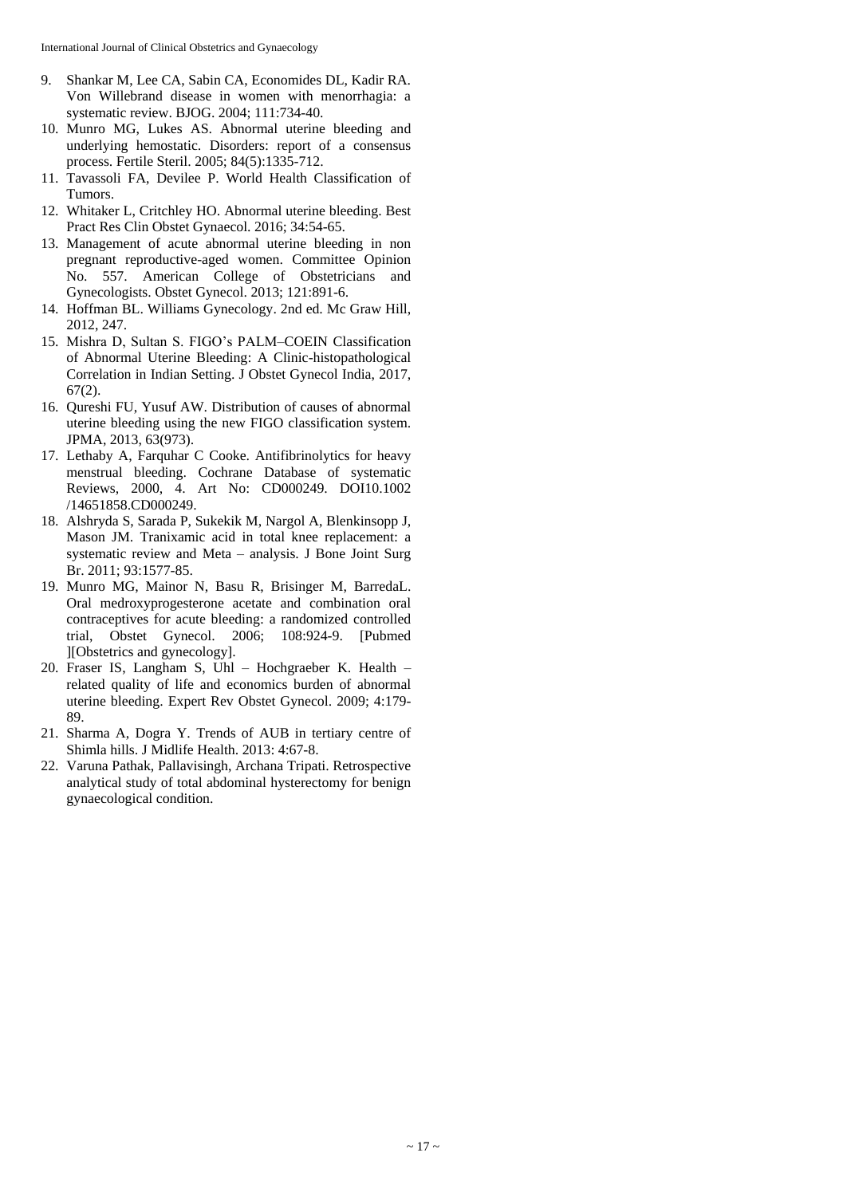9. Shankar M, Lee CA, Sabin CA, Economides DL, Kadir RA. Von Willebrand disease in women with menorrhagia: a systematic review. BJOG. 2004; 111:734-40.
10. Munro MG, Lukes AS. Abnormal uterine bleeding and underlying hemostatic. Disorders: report of a consensus process. Fertile Steril. 2005; 84(5):1335-712.
11. Tavassoli FA, Devilee P. World Health Classification of Tumors.
12. Whitaker L, Critchley HO. Abnormal uterine bleeding. Best Pract Res Clin Obstet Gynaecol. 2016; 34:54-65.
13. Management of acute abnormal uterine bleeding in non pregnant reproductive-aged women. Committee Opinion No. 557. American College of Obstetricians and Gynecologists. Obstet Gynecol. 2013; 121:891-6.
14. Hoffman BL. Williams Gynecology. 2nd ed. Mc Graw Hill, 2012, 247.
15. Mishra D, Sultan S. FIGO's PALM–COEIN Classification of Abnormal Uterine Bleeding: A Clinic-histopathological Correlation in Indian Setting. J Obstet Gynecol India, 2017, 67(2).
16. Qureshi FU, Yusuf AW. Distribution of causes of abnormal uterine bleeding using the new FIGO classification system. JPMA, 2013, 63(973).
17. Lethaby A, Farquhar C Cooke. Antifibrinolytics for heavy menstrual bleeding. Cochrane Database of systematic Reviews, 2000, 4. Art No: CD000249. DOI10.1002 /14651858.CD000249.
18. Alshryda S, Sarada P, Sukekik M, Nargol A, Blenkinsopp J, Mason JM. Tranixamic acid in total knee replacement: a systematic review and Meta – analysis. J Bone Joint Surg Br. 2011; 93:1577-85.
19. Munro MG, Mainor N, Basu R, Brisinger M, BarredaL. Oral medroxyprogesterone acetate and combination oral contraceptives for acute bleeding: a randomized controlled trial, Obstet Gynecol. 2006; 108:924-9. [Pubmed ][Obstetrics and gynecology].
20. Fraser IS, Langham S, Uhl – Hochgraeber K. Health – related quality of life and economics burden of abnormal uterine bleeding. Expert Rev Obstet Gynecol. 2009; 4:179-89.
21. Sharma A, Dogra Y. Trends of AUB in tertiary centre of Shimla hills. J Midlife Health. 2013: 4:67-8.
22. Varuna Pathak, Pallavisingh, Archana Tripati. Retrospective analytical study of total abdominal hysterectomy for benign gynaecological condition.